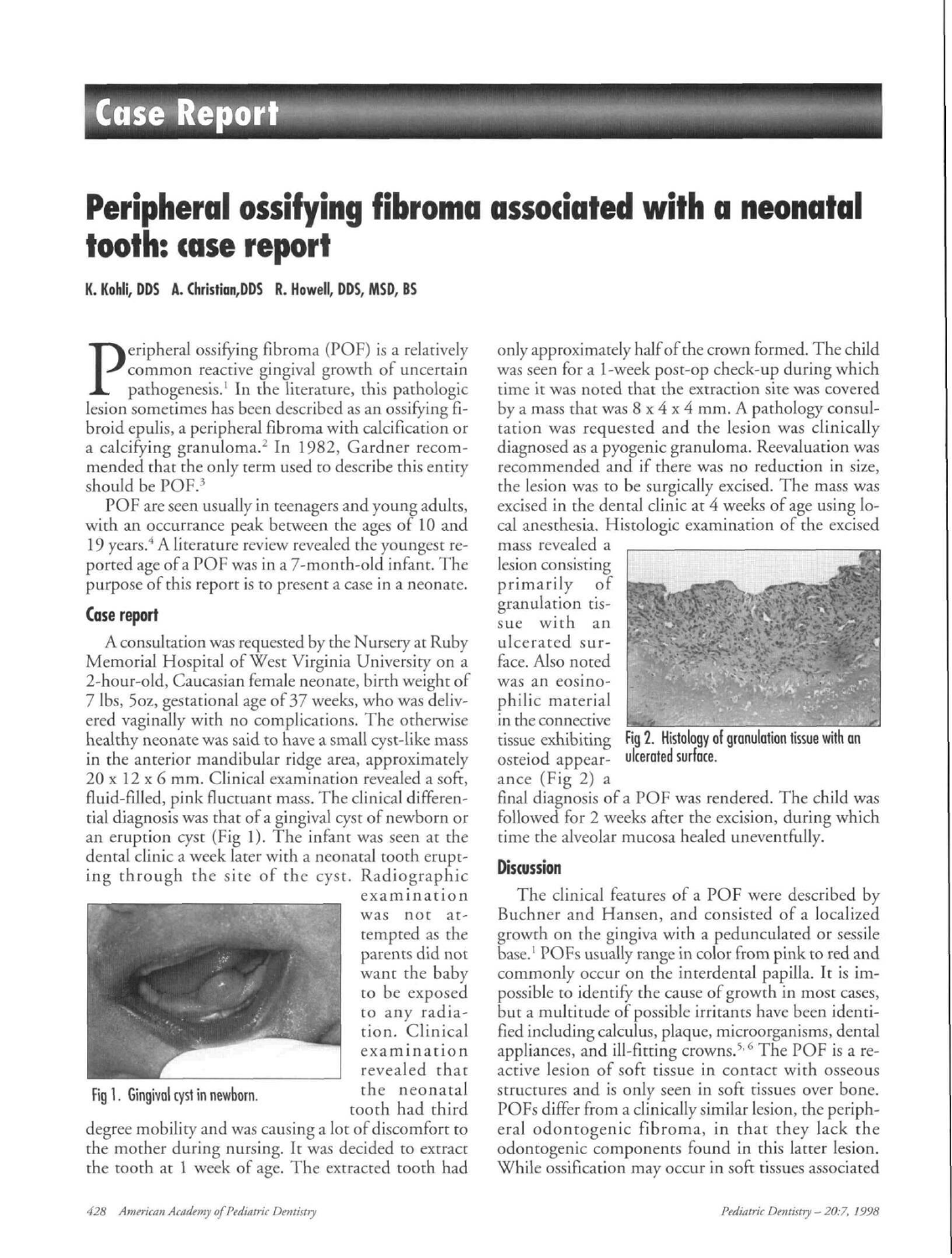Case Report

# Peripheral ossifying fibroma associated with a neonatal tooth: case report

**K. Kohli, DDS A. Christian, DDS R. Howell, DDS, MSD, BS**

Peripheral ossifying fibroma (POF) is a relatively common reactive gingival growth of uncertain pathogenesis.[1] In the literature, this pathologic lesion sometimes has been described as an ossifying fibroid epulis, a peripheral fibroma with calcification or a calcifying granuloma.[2] In 1982, Gardner recommended that the only term used to describe this entity should be POF.[3]

POF are seen usually in teenagers and young adults, with an occurrance peak between the ages of 10 and 19 years.[4] A literature review revealed the youngest reported age of a POF was in a 7-month-old infant. The purpose of this report is to present a case in a neonate.

## Case report

A consultation was requested by the Nursery at Ruby Memorial Hospital of West Virginia University on a 2-hour-old, Caucasian female neonate, birth weight of 7 lbs, 5oz, gestational age of 37 weeks, who was delivered vaginally with no complications. The otherwise healthy neonate was said to have a small cyst-like mass in the anterior mandibular ridge area, approximately 20 x 12 x 6 mm. Clinical examination revealed a soft, fluid-filled, pink fluctuant mass. The clinical differential diagnosis was that of a gingival cyst of newborn or an eruption cyst (Fig 1). The infant was seen at the dental clinic a week later with a neonatal tooth erupting through the site of the cyst. Radiographic examination was not attempted as the parents did not want the baby to be exposed to any radiation. Clinical examination revealed that the neonatal tooth had third degree mobility and was causing a lot of discomfort to the mother during nursing. It was decided to extract the tooth at 1 week of age. The extracted tooth had only approximately half of the crown formed. The child was seen for a 1-week post-op check-up during which time it was noted that the extraction site was covered by a mass that was 8 x 4 x 4 mm. A pathology consultation was requested and the lesion was clinically diagnosed as a pyogenic granuloma. Reevaluation was recommended and if there was no reduction in size, the lesion was to be surgically excised. The mass was excised in the dental clinic at 4 weeks of age using local anesthesia. Histologic examination of the excised mass revealed a lesion consisting primarily of granulation tissue with an ulcerated surface. Also noted was an eosinophilic material in the connective tissue exhibiting osteiod appearance (Fig 2) a final diagnosis of a POF was rendered. The child was followed for 2 weeks after the excision, during which time the alveolar mucosa healed uneventfully.

Fig 1. Gingival cyst in newborn.

Fig 2. Histology of granulation tissue with an ulcerated surface.

## Discussion

The clinical features of a POF were described by Buchner and Hansen, and consisted of a localized growth on the gingiva with a pedunculated or sessile base.[1] POFs usually range in color from pink to red and commonly occur on the interdental papilla. It is impossible to identify the cause of growth in most cases, but a multitude of possible irritants have been identified including calculus, plaque, microorganisms, dental appliances, and ill-fitting crowns.[5,6] The POF is a reactive lesion of soft tissue in contact with osseous structures and is only seen in soft tissues over bone. POFs differ from a clinically similar lesion, the peripheral odontogenic fibroma, in that they lack the odontogenic components found in this latter lesion. While ossification may occur in soft tissues associated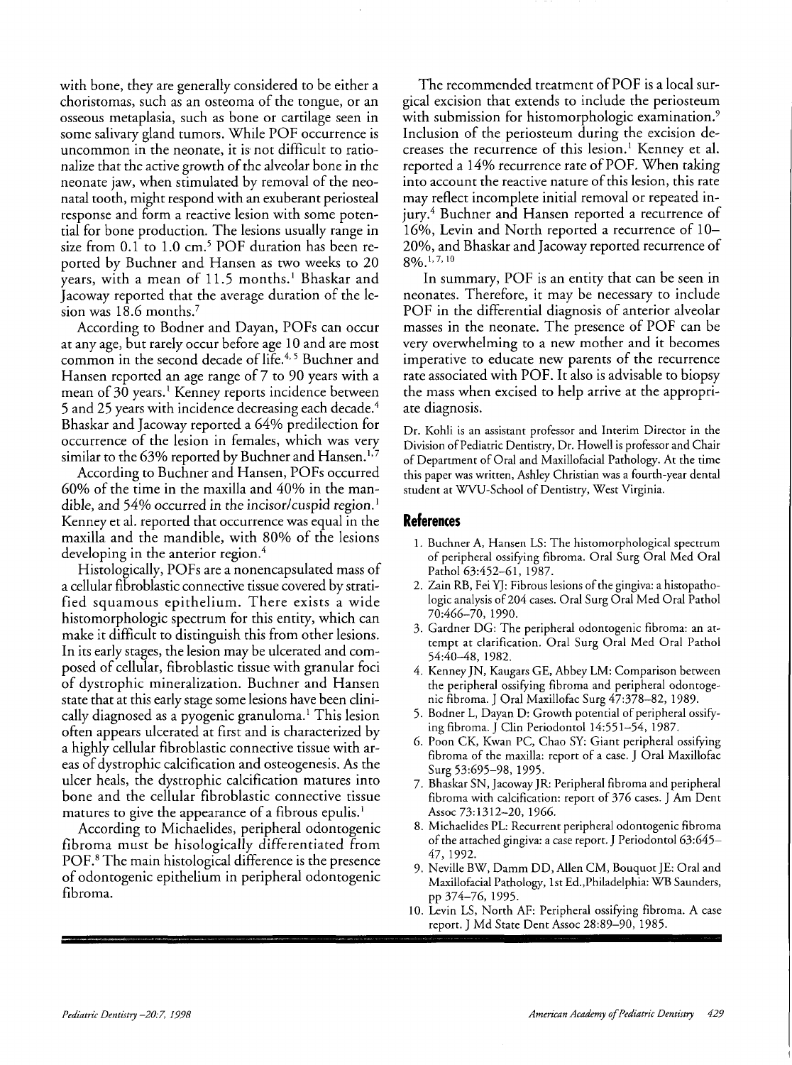with bone, they are generally considered to be either a choristomas, such as an osteoma of the tongue, or an osseous metaplasia, such as bone or cartilage seen in some salivary gland tumors. While POF occurrence is uncommon in the neonate, it is not difficult to rationalize that the active growth of the alveolar bone in the neonate jaw, when stimulated by removal of the neonatal tooth, might respond with an exuberant periosteal response and form a reactive lesion with some potential for bone production. The lesions usually range in size from 0.1 to 1.0 cm.[5] POF duration has been reported by Buchner and Hansen as two weeks to 20 years, with a mean of 11.5 months.[1] Bhaskar and Jacoway reported that the average duration of the lesion was 18.6 months.[7]

According to Bodner and Dayan, POFs can occur at any age, but rarely occur before age 10 and are most common in the second decade of life.[4, 5] Buchner and Hansen reported an age range of 7 to 90 years with a mean of 30 years.[1] Kenney reports incidence between 5 and 25 years with incidence decreasing each decade.[4] Bhaskar and Jacoway reported a 64% predilection for occurrence of the lesion in females, which was very similar to the 63% reported by Buchner and Hansen.[1, 7]

According to Buchner and Hansen, POFs occurred 60% of the time in the maxilla and 40% in the mandible, and 54% occurred in the incisor/cuspid region.[1] Kenney et al. reported that occurrence was equal in the maxilla and the mandible, with 80% of the lesions developing in the anterior region.[4]

Histologically, POFs are a nonencapsulated mass of a cellular fibroblastic connective tissue covered by stratified squamous epithelium. There exists a wide histomorphologic spectrum for this entity, which can make it difficult to distinguish this from other lesions. In its early stages, the lesion may be ulcerated and composed of cellular, fibroblastic tissue with granular foci of dystrophic mineralization. Buchner and Hansen state that at this early stage some lesions have been clinically diagnosed as a pyogenic granuloma.[1] This lesion often appears ulcerated at first and is characterized by a highly cellular fibroblastic connective tissue with areas of dystrophic calcification and osteogenesis. As the ulcer heals, the dystrophic calcification matures into bone and the cellular fibroblastic connective tissue matures to give the appearance of a fibrous epulis.[1]

According to Michaelides, peripheral odontogenic fibroma must be hisologically differentiated from POF.[8] The main histological difference is the presence of odontogenic epithelium in peripheral odontogenic fibroma.

The recommended treatment of POF is a local surgical excision that extends to include the periosteum with submission for histomorphologic examination.[9] Inclusion of the periosteum during the excision decreases the recurrence of this lesion.[1] Kenney et al. reported a 14% recurrence rate of POF. When taking into account the reactive nature of this lesion, this rate may reflect incomplete initial removal or repeated injury.[4] Buchner and Hansen reported a recurrence of 16%, Levin and North reported a recurrence of 10–20%, and Bhaskar and Jacoway reported recurrence of 8%.[1, 7, 10]

In summary, POF is an entity that can be seen in neonates. Therefore, it may be necessary to include POF in the differential diagnosis of anterior alveolar masses in the neonate. The presence of POF can be very overwhelming to a new mother and it becomes imperative to educate new parents of the recurrence rate associated with POF. It also is advisable to biopsy the mass when excised to help arrive at the appropriate diagnosis.

Dr. Kohli is an assistant professor and Interim Director in the Division of Pediatric Dentistry, Dr. Howell is professor and Chair of Department of Oral and Maxillofacial Pathology. At the time this paper was written, Ashley Christian was a fourth-year dental student at WVU-School of Dentistry, West Virginia.

## References

1. Buchner A, Hansen LS: The histomorphological spectrum of peripheral ossifying fibroma. Oral Surg Oral Med Oral Pathol 63:452–61, 1987.
2. Zain RB, Fei YJ: Fibrous lesions of the gingiva: a histopathologic analysis of 204 cases. Oral Surg Oral Med Oral Pathol 70:466–70, 1990.
3. Gardner DG: The peripheral odontogenic fibroma: an attempt at clarification. Oral Surg Oral Med Oral Pathol 54:40–48, 1982.
4. Kenney JN, Kaugars GE, Abbey LM: Comparison between the peripheral ossifying fibroma and peripheral odontogenic fibroma. J Oral Maxillofac Surg 47:378–82, 1989.
5. Bodner L, Dayan D: Growth potential of peripheral ossifying fibroma. J Clin Periodontol 14:551–54, 1987.
6. Poon CK, Kwan PC, Chao SY: Giant peripheral ossifying fibroma of the maxilla: report of a case. J Oral Maxillofac Surg 53:695–98, 1995.
7. Bhaskar SN, Jacoway JR: Peripheral fibroma and peripheral fibroma with calcification: report of 376 cases. J Am Dent Assoc 73:1312–20, 1966.
8. Michaelides PL: Recurrent peripheral odontogenic fibroma of the attached gingiva: a case report. J Periodontol 63:645–47, 1992.
9. Neville BW, Damm DD, Allen CM, Bouquot JE: Oral and Maxillofacial Pathology, 1st Ed.,Philadelphia: WB Saunders, pp 374–76, 1995.
10. Levin LS, North AF: Peripheral ossifying fibroma. A case report. J Md State Dent Assoc 28:89–90, 1985.